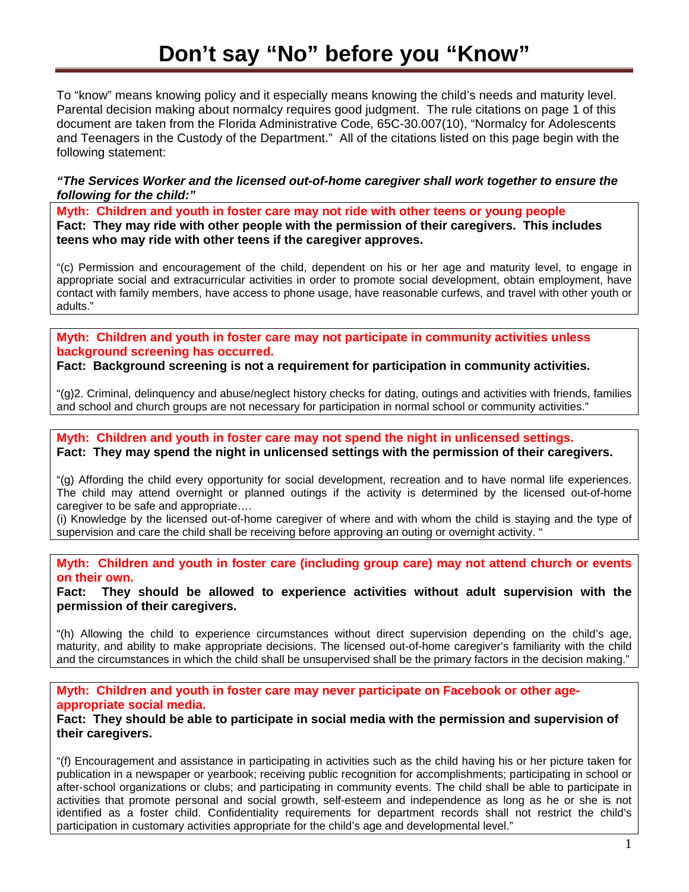# Don't say "No" before you "Know"

To "know" means knowing policy and it especially means knowing the child's needs and maturity level. Parental decision making about normalcy requires good judgment. The rule citations on page 1 of this document are taken from the Florida Administrative Code, 65C-30.007(10), "Normalcy for Adolescents and Teenagers in the Custody of the Department." All of the citations listed on this page begin with the following statement:

***"The Services Worker and the licensed out-of-home caregiver shall work together to ensure the following for the child:"***

**Myth: Children and youth in foster care may not ride with other teens or young people**

**Fact: They may ride with other people with the permission of their caregivers. This includes teens who may ride with other teens if the caregiver approves.**

"(c) Permission and encouragement of the child, dependent on his or her age and maturity level, to engage in appropriate social and extracurricular activities in order to promote social development, obtain employment, have contact with family members, have access to phone usage, have reasonable curfews, and travel with other youth or adults."

**Myth: Children and youth in foster care may not participate in community activities unless background screening has occurred.**

**Fact: Background screening is not a requirement for participation in community activities.**

"(g)2. Criminal, delinquency and abuse/neglect history checks for dating, outings and activities with friends, families and school and church groups are not necessary for participation in normal school or community activities."

**Myth: Children and youth in foster care may not spend the night in unlicensed settings.**

**Fact: They may spend the night in unlicensed settings with the permission of their caregivers.**

"(g) Affording the child every opportunity for social development, recreation and to have normal life experiences. The child may attend overnight or planned outings if the activity is determined by the licensed out-of-home caregiver to be safe and appropriate….

(i) Knowledge by the licensed out-of-home caregiver of where and with whom the child is staying and the type of supervision and care the child shall be receiving before approving an outing or overnight activity. "

**Myth: Children and youth in foster care (including group care) may not attend church or events on their own.**

**Fact: They should be allowed to experience activities without adult supervision with the permission of their caregivers.**

"(h) Allowing the child to experience circumstances without direct supervision depending on the child's age, maturity, and ability to make appropriate decisions. The licensed out-of-home caregiver's familiarity with the child and the circumstances in which the child shall be unsupervised shall be the primary factors in the decision making."

**Myth: Children and youth in foster care may never participate on Facebook or other age-appropriate social media.**

**Fact: They should be able to participate in social media with the permission and supervision of their caregivers.**

"(f) Encouragement and assistance in participating in activities such as the child having his or her picture taken for publication in a newspaper or yearbook; receiving public recognition for accomplishments; participating in school or after-school organizations or clubs; and participating in community events. The child shall be able to participate in activities that promote personal and social growth, self-esteem and independence as long as he or she is not identified as a foster child. Confidentiality requirements for department records shall not restrict the child's participation in customary activities appropriate for the child's age and developmental level."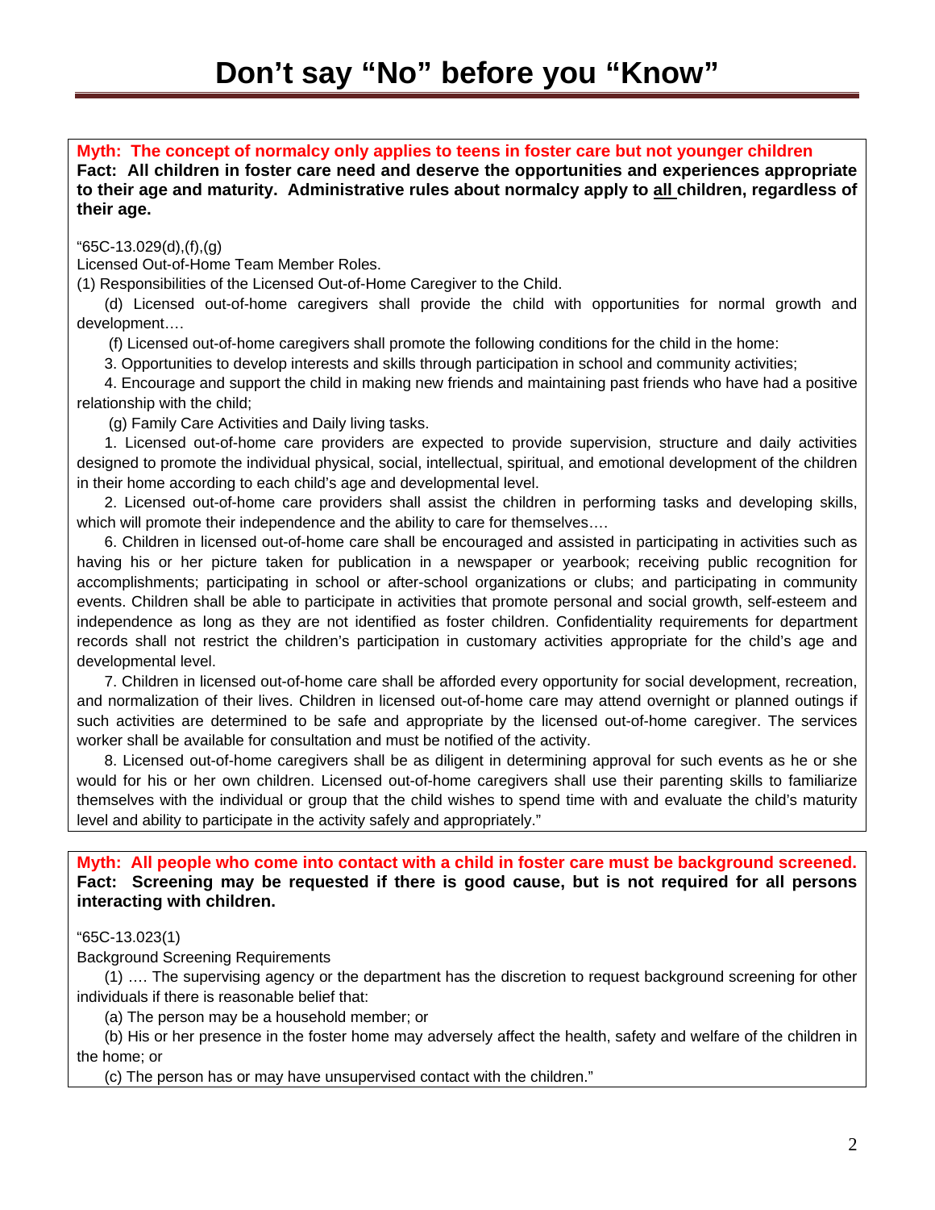# Don't say "No" before you "Know"

**Myth: The concept of normalcy only applies to teens in foster care but not younger children**
**Fact: All children in foster care need and deserve the opportunities and experiences appropriate to their age and maturity. Administrative rules about normalcy apply to <u>all</u> children, regardless of their age.**

"65C-13.029(d),(f),(g)

Licensed Out-of-Home Team Member Roles.

(1) Responsibilities of the Licensed Out-of-Home Caregiver to the Child.

(d) Licensed out-of-home caregivers shall provide the child with opportunities for normal growth and development….

(f) Licensed out-of-home caregivers shall promote the following conditions for the child in the home:

3. Opportunities to develop interests and skills through participation in school and community activities;

4. Encourage and support the child in making new friends and maintaining past friends who have had a positive relationship with the child;

(g) Family Care Activities and Daily living tasks.

1. Licensed out-of-home care providers are expected to provide supervision, structure and daily activities designed to promote the individual physical, social, intellectual, spiritual, and emotional development of the children in their home according to each child's age and developmental level.

2. Licensed out-of-home care providers shall assist the children in performing tasks and developing skills, which will promote their independence and the ability to care for themselves….

6. Children in licensed out-of-home care shall be encouraged and assisted in participating in activities such as having his or her picture taken for publication in a newspaper or yearbook; receiving public recognition for accomplishments; participating in school or after-school organizations or clubs; and participating in community events. Children shall be able to participate in activities that promote personal and social growth, self-esteem and independence as long as they are not identified as foster children. Confidentiality requirements for department records shall not restrict the children's participation in customary activities appropriate for the child's age and developmental level.

7. Children in licensed out-of-home care shall be afforded every opportunity for social development, recreation, and normalization of their lives. Children in licensed out-of-home care may attend overnight or planned outings if such activities are determined to be safe and appropriate by the licensed out-of-home caregiver. The services worker shall be available for consultation and must be notified of the activity.

8. Licensed out-of-home caregivers shall be as diligent in determining approval for such events as he or she would for his or her own children. Licensed out-of-home caregivers shall use their parenting skills to familiarize themselves with the individual or group that the child wishes to spend time with and evaluate the child's maturity level and ability to participate in the activity safely and appropriately."

**Myth: All people who come into contact with a child in foster care must be background screened.**
**Fact: Screening may be requested if there is good cause, but is not required for all persons interacting with children.**

"65C-13.023(1)

Background Screening Requirements

(1) …. The supervising agency or the department has the discretion to request background screening for other individuals if there is reasonable belief that:

(a) The person may be a household member; or

(b) His or her presence in the foster home may adversely affect the health, safety and welfare of the children in the home; or

(c) The person has or may have unsupervised contact with the children."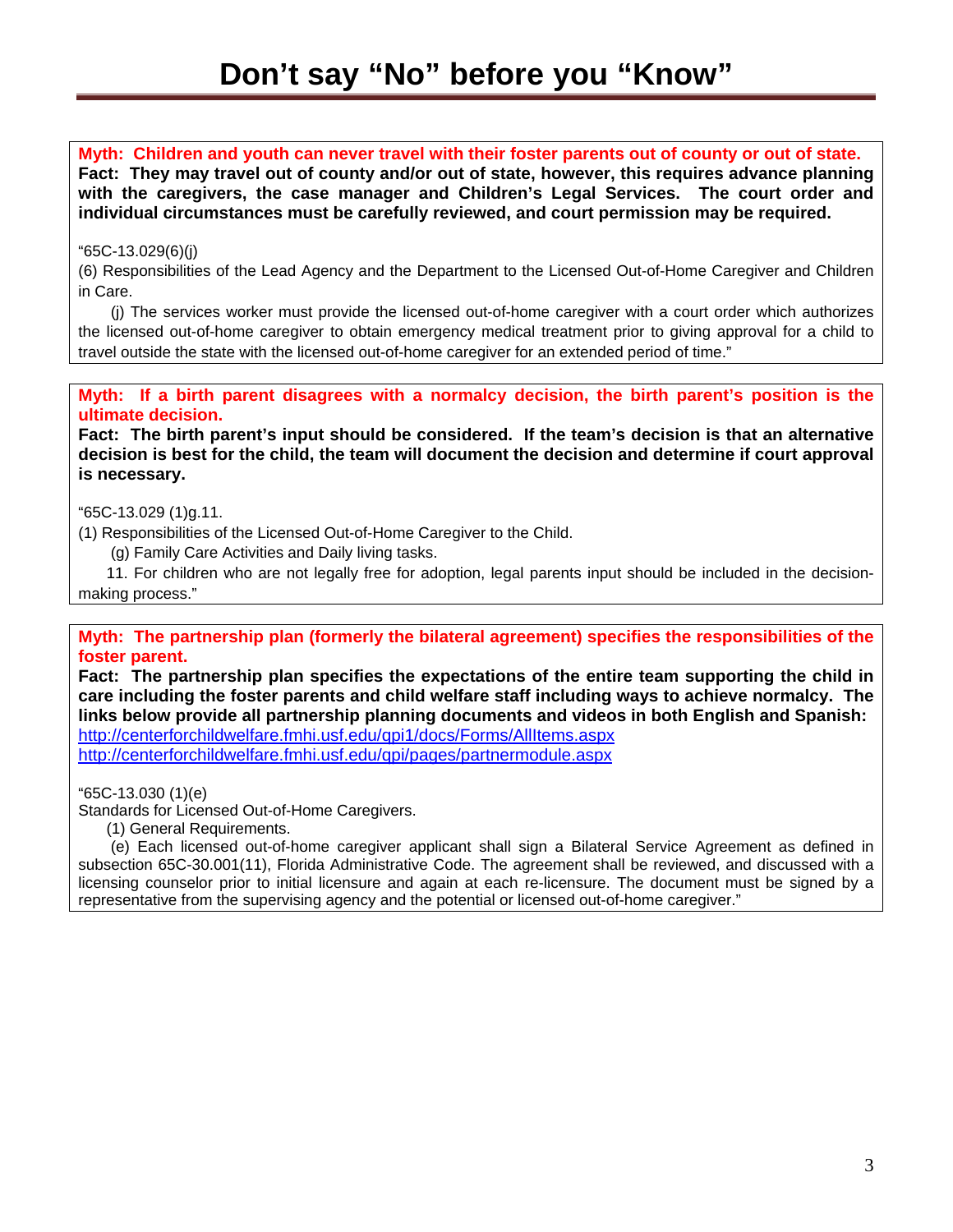# Don't say "No" before you "Know"

**Myth: Children and youth can never travel with their foster parents out of county or out of state.**
**Fact: They may travel out of county and/or out of state, however, this requires advance planning with the caregivers, the case manager and Children's Legal Services. The court order and individual circumstances must be carefully reviewed, and court permission may be required.**

"65C-13.029(6)(j)

(6) Responsibilities of the Lead Agency and the Department to the Licensed Out-of-Home Caregiver and Children in Care.

(j) The services worker must provide the licensed out-of-home caregiver with a court order which authorizes the licensed out-of-home caregiver to obtain emergency medical treatment prior to giving approval for a child to travel outside the state with the licensed out-of-home caregiver for an extended period of time."

---

**Myth: If a birth parent disagrees with a normalcy decision, the birth parent's position is the ultimate decision.**
**Fact: The birth parent's input should be considered. If the team's decision is that an alternative decision is best for the child, the team will document the decision and determine if court approval is necessary.**

"65C-13.029 (1)g.11.

(1) Responsibilities of the Licensed Out-of-Home Caregiver to the Child.

(g) Family Care Activities and Daily living tasks.

11. For children who are not legally free for adoption, legal parents input should be included in the decision-making process."

---

**Myth: The partnership plan (formerly the bilateral agreement) specifies the responsibilities of the foster parent.**
**Fact: The partnership plan specifies the expectations of the entire team supporting the child in care including the foster parents and child welfare staff including ways to achieve normalcy. The links below provide all partnership planning documents and videos in both English and Spanish:**
http://centerforchildwelfare.fmhi.usf.edu/qpi1/docs/Forms/AllItems.aspx
http://centerforchildwelfare.fmhi.usf.edu/qpi/pages/partnermodule.aspx

"65C-13.030 (1)(e)

Standards for Licensed Out-of-Home Caregivers.

(1) General Requirements.

(e) Each licensed out-of-home caregiver applicant shall sign a Bilateral Service Agreement as defined in subsection 65C-30.001(11), Florida Administrative Code. The agreement shall be reviewed, and discussed with a licensing counselor prior to initial licensure and again at each re-licensure. The document must be signed by a representative from the supervising agency and the potential or licensed out-of-home caregiver."